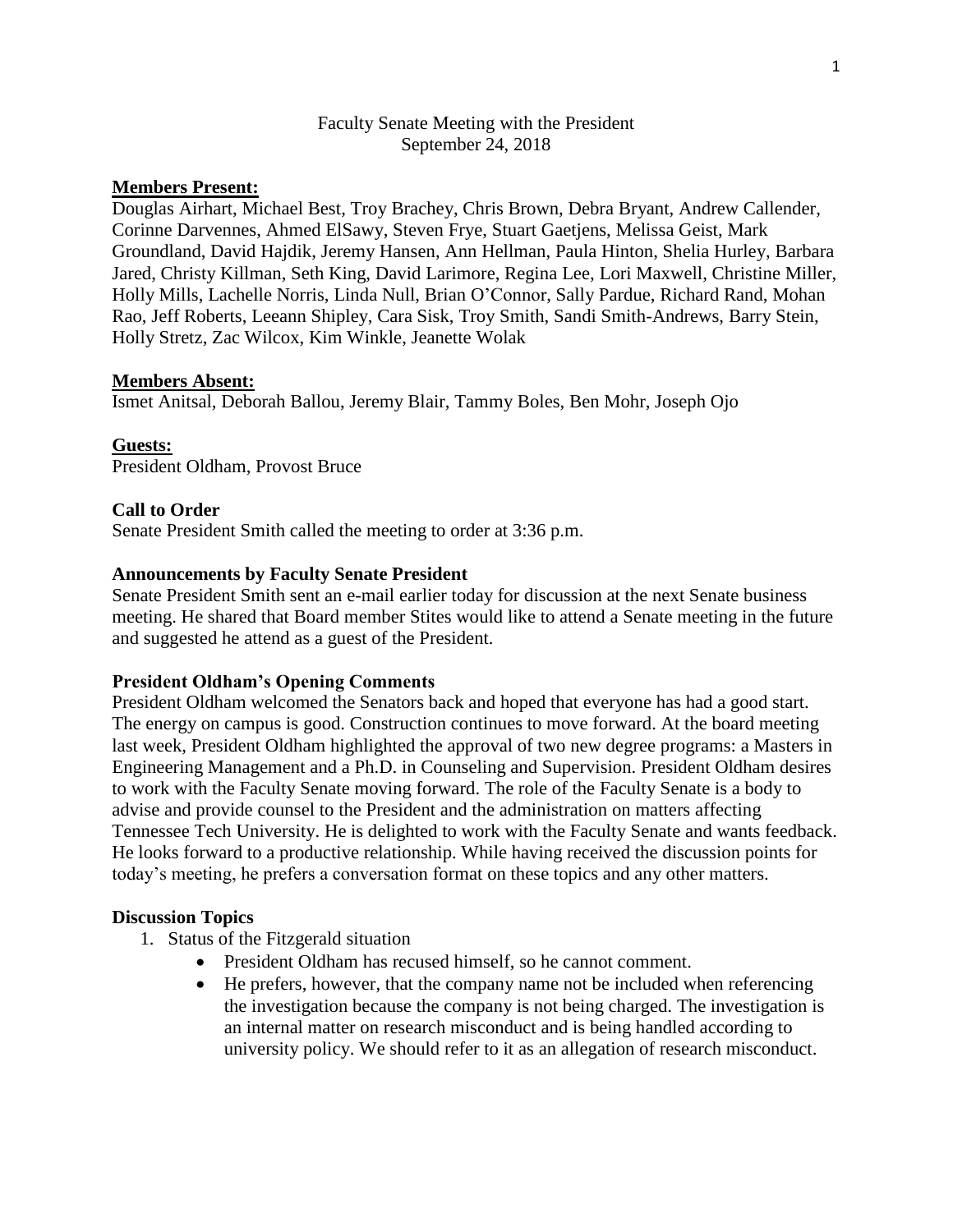# Faculty Senate Meeting with the President

September 24, 2018

**Members Present:**

Douglas Airhart, Michael Best, Troy Brachey, Chris Brown, Debra Bryant, Andrew Callender, Corinne Darvennes, Ahmed ElSawy, Steven Frye, Stuart Gaetjens, Melissa Geist, Mark Groundland, David Hajdik, Jeremy Hansen, Ann Hellman, Paula Hinton, Shelia Hurley, Barbara Jared, Christy Killman, Seth King, David Larimore, Regina Lee, Lori Maxwell, Christine Miller, Holly Mills, Lachelle Norris, Linda Null, Brian O'Connor, Sally Pardue, Richard Rand, Mohan Rao, Jeff Roberts, Leeann Shipley, Cara Sisk, Troy Smith, Sandi Smith-Andrews, Barry Stein, Holly Stretz, Zac Wilcox, Kim Winkle, Jeanette Wolak

**Members Absent:**

Ismet Anitsal, Deborah Ballou, Jeremy Blair, Tammy Boles, Ben Mohr, Joseph Ojo

**Guests:**

President Oldham, Provost Bruce

**Call to Order**

Senate President Smith called the meeting to order at 3:36 p.m.

**Announcements by Faculty Senate President**

Senate President Smith sent an e-mail earlier today for discussion at the next Senate business meeting. He shared that Board member Stites would like to attend a Senate meeting in the future and suggested he attend as a guest of the President.

**President Oldham's Opening Comments**

President Oldham welcomed the Senators back and hoped that everyone has had a good start. The energy on campus is good. Construction continues to move forward. At the board meeting last week, President Oldham highlighted the approval of two new degree programs: a Masters in Engineering Management and a Ph.D. in Counseling and Supervision. President Oldham desires to work with the Faculty Senate moving forward. The role of the Faculty Senate is a body to advise and provide counsel to the President and the administration on matters affecting Tennessee Tech University. He is delighted to work with the Faculty Senate and wants feedback. He looks forward to a productive relationship. While having received the discussion points for today's meeting, he prefers a conversation format on these topics and any other matters.

**Discussion Topics**

1. Status of the Fitzgerald situation
   - President Oldham has recused himself, so he cannot comment.
   - He prefers, however, that the company name not be included when referencing the investigation because the company is not being charged. The investigation is an internal matter on research misconduct and is being handled according to university policy. We should refer to it as an allegation of research misconduct.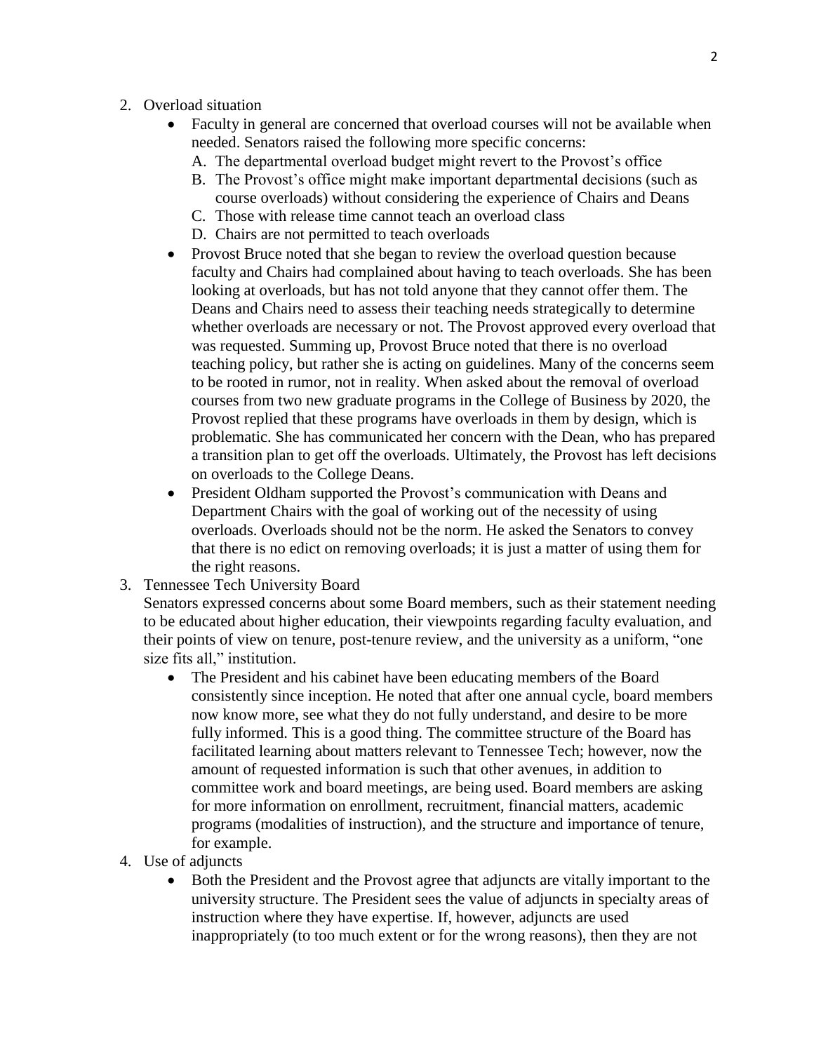2. Overload situation
    - Faculty in general are concerned that overload courses will not be available when needed. Senators raised the following more specific concerns:
        A. The departmental overload budget might revert to the Provost's office
        B. The Provost's office might make important departmental decisions (such as course overloads) without considering the experience of Chairs and Deans
        C. Those with release time cannot teach an overload class
        D. Chairs are not permitted to teach overloads
    - Provost Bruce noted that she began to review the overload question because faculty and Chairs had complained about having to teach overloads. She has been looking at overloads, but has not told anyone that they cannot offer them. The Deans and Chairs need to assess their teaching needs strategically to determine whether overloads are necessary or not. The Provost approved every overload that was requested. Summing up, Provost Bruce noted that there is no overload teaching policy, but rather she is acting on guidelines. Many of the concerns seem to be rooted in rumor, not in reality. When asked about the removal of overload courses from two new graduate programs in the College of Business by 2020, the Provost replied that these programs have overloads in them by design, which is problematic. She has communicated her concern with the Dean, who has prepared a transition plan to get off the overloads. Ultimately, the Provost has left decisions on overloads to the College Deans.
    - President Oldham supported the Provost's communication with Deans and Department Chairs with the goal of working out of the necessity of using overloads. Overloads should not be the norm. He asked the Senators to convey that there is no edict on removing overloads; it is just a matter of using them for the right reasons.
3. Tennessee Tech University Board
   Senators expressed concerns about some Board members, such as their statement needing to be educated about higher education, their viewpoints regarding faculty evaluation, and their points of view on tenure, post-tenure review, and the university as a uniform, "one size fits all," institution.
    - The President and his cabinet have been educating members of the Board consistently since inception. He noted that after one annual cycle, board members now know more, see what they do not fully understand, and desire to be more fully informed. This is a good thing. The committee structure of the Board has facilitated learning about matters relevant to Tennessee Tech; however, now the amount of requested information is such that other avenues, in addition to committee work and board meetings, are being used. Board members are asking for more information on enrollment, recruitment, financial matters, academic programs (modalities of instruction), and the structure and importance of tenure, for example.
4. Use of adjuncts
    - Both the President and the Provost agree that adjuncts are vitally important to the university structure. The President sees the value of adjuncts in specialty areas of instruction where they have expertise. If, however, adjuncts are used inappropriately (to too much extent or for the wrong reasons), then they are not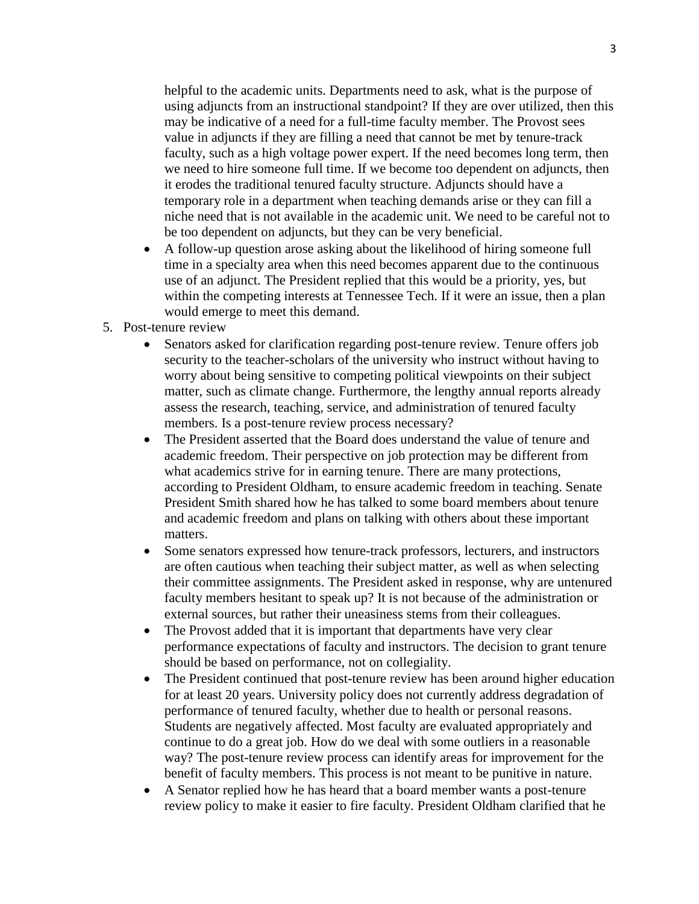helpful to the academic units. Departments need to ask, what is the purpose of using adjuncts from an instructional standpoint? If they are over utilized, then this may be indicative of a need for a full-time faculty member. The Provost sees value in adjuncts if they are filling a need that cannot be met by tenure-track faculty, such as a high voltage power expert. If the need becomes long term, then we need to hire someone full time. If we become too dependent on adjuncts, then it erodes the traditional tenured faculty structure. Adjuncts should have a temporary role in a department when teaching demands arise or they can fill a niche need that is not available in the academic unit. We need to be careful not to be too dependent on adjuncts, but they can be very beneficial.

- A follow-up question arose asking about the likelihood of hiring someone full time in a specialty area when this need becomes apparent due to the continuous use of an adjunct. The President replied that this would be a priority, yes, but within the competing interests at Tennessee Tech. If it were an issue, then a plan would emerge to meet this demand.

5. Post-tenure review
   - Senators asked for clarification regarding post-tenure review. Tenure offers job security to the teacher-scholars of the university who instruct without having to worry about being sensitive to competing political viewpoints on their subject matter, such as climate change. Furthermore, the lengthy annual reports already assess the research, teaching, service, and administration of tenured faculty members. Is a post-tenure review process necessary?
   - The President asserted that the Board does understand the value of tenure and academic freedom. Their perspective on job protection may be different from what academics strive for in earning tenure. There are many protections, according to President Oldham, to ensure academic freedom in teaching. Senate President Smith shared how he has talked to some board members about tenure and academic freedom and plans on talking with others about these important matters.
   - Some senators expressed how tenure-track professors, lecturers, and instructors are often cautious when teaching their subject matter, as well as when selecting their committee assignments. The President asked in response, why are untenured faculty members hesitant to speak up? It is not because of the administration or external sources, but rather their uneasiness stems from their colleagues.
   - The Provost added that it is important that departments have very clear performance expectations of faculty and instructors. The decision to grant tenure should be based on performance, not on collegiality.
   - The President continued that post-tenure review has been around higher education for at least 20 years. University policy does not currently address degradation of performance of tenured faculty, whether due to health or personal reasons. Students are negatively affected. Most faculty are evaluated appropriately and continue to do a great job. How do we deal with some outliers in a reasonable way? The post-tenure review process can identify areas for improvement for the benefit of faculty members. This process is not meant to be punitive in nature.
   - A Senator replied how he has heard that a board member wants a post-tenure review policy to make it easier to fire faculty. President Oldham clarified that he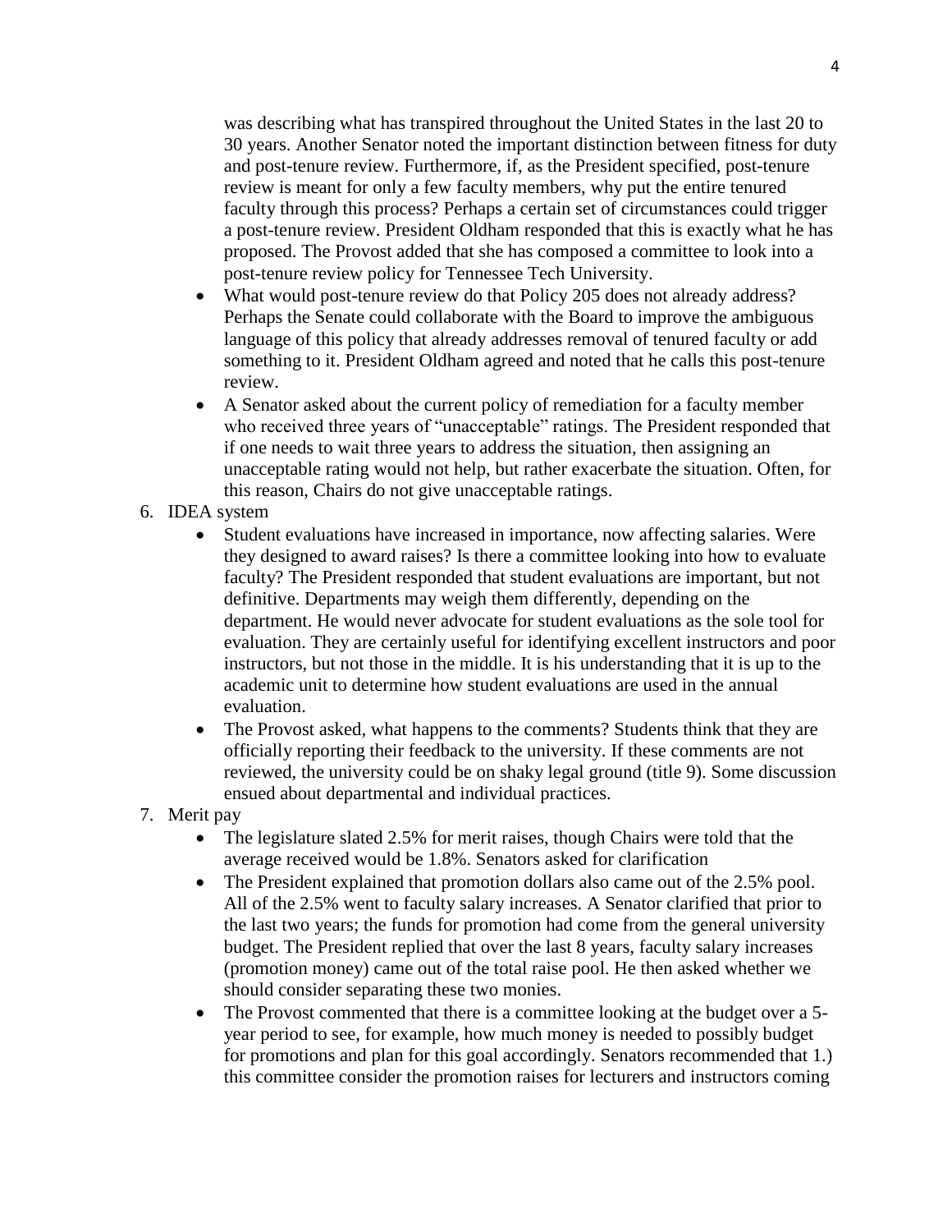was describing what has transpired throughout the United States in the last 20 to 30 years. Another Senator noted the important distinction between fitness for duty and post-tenure review. Furthermore, if, as the President specified, post-tenure review is meant for only a few faculty members, why put the entire tenured faculty through this process? Perhaps a certain set of circumstances could trigger a post-tenure review. President Oldham responded that this is exactly what he has proposed. The Provost added that she has composed a committee to look into a post-tenure review policy for Tennessee Tech University.

- What would post-tenure review do that Policy 205 does not already address? Perhaps the Senate could collaborate with the Board to improve the ambiguous language of this policy that already addresses removal of tenured faculty or add something to it. President Oldham agreed and noted that he calls this post-tenure review.
- A Senator asked about the current policy of remediation for a faculty member who received three years of "unacceptable" ratings. The President responded that if one needs to wait three years to address the situation, then assigning an unacceptable rating would not help, but rather exacerbate the situation. Often, for this reason, Chairs do not give unacceptable ratings.

6. IDEA system
    - Student evaluations have increased in importance, now affecting salaries. Were they designed to award raises? Is there a committee looking into how to evaluate faculty? The President responded that student evaluations are important, but not definitive. Departments may weigh them differently, depending on the department. He would never advocate for student evaluations as the sole tool for evaluation. They are certainly useful for identifying excellent instructors and poor instructors, but not those in the middle. It is his understanding that it is up to the academic unit to determine how student evaluations are used in the annual evaluation.
    - The Provost asked, what happens to the comments? Students think that they are officially reporting their feedback to the university. If these comments are not reviewed, the university could be on shaky legal ground (title 9). Some discussion ensued about departmental and individual practices.
7. Merit pay
    - The legislature slated 2.5% for merit raises, though Chairs were told that the average received would be 1.8%. Senators asked for clarification
    - The President explained that promotion dollars also came out of the 2.5% pool. All of the 2.5% went to faculty salary increases. A Senator clarified that prior to the last two years; the funds for promotion had come from the general university budget. The President replied that over the last 8 years, faculty salary increases (promotion money) came out of the total raise pool. He then asked whether we should consider separating these two monies.
    - The Provost commented that there is a committee looking at the budget over a 5-year period to see, for example, how much money is needed to possibly budget for promotions and plan for this goal accordingly. Senators recommended that 1.) this committee consider the promotion raises for lecturers and instructors coming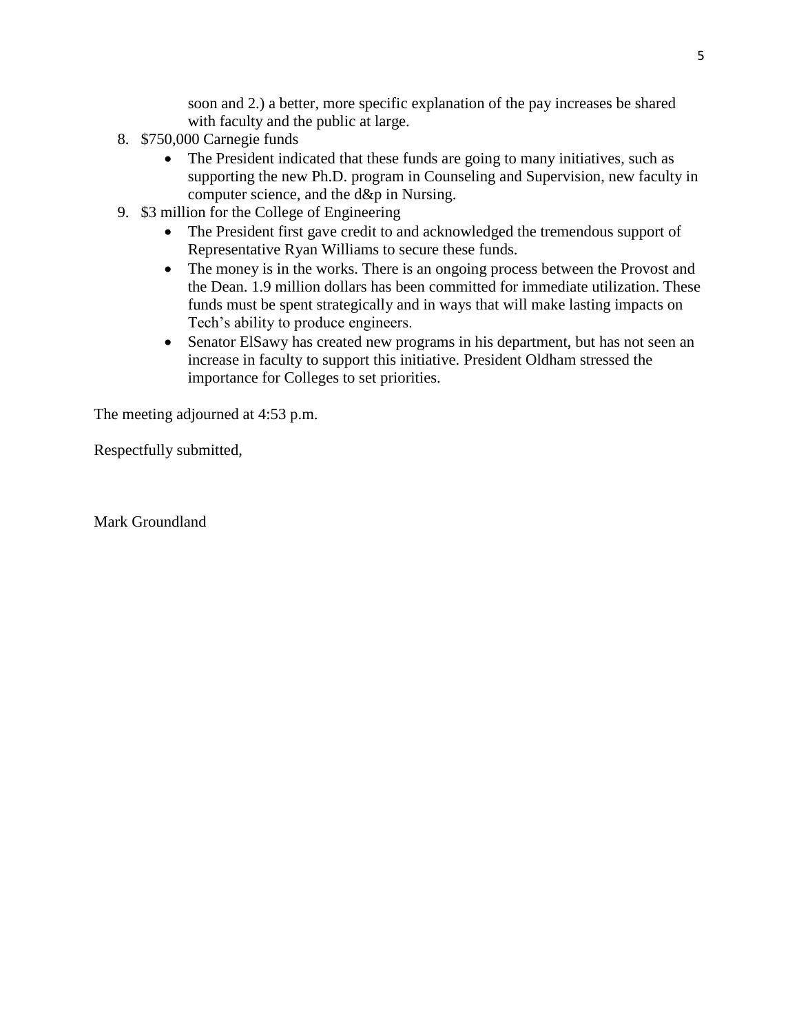soon and 2.) a better, more specific explanation of the pay increases be shared with faculty and the public at large.

8. $750,000 Carnegie funds
   - The President indicated that these funds are going to many initiatives, such as supporting the new Ph.D. program in Counseling and Supervision, new faculty in computer science, and the d&p in Nursing.
9. $3 million for the College of Engineering
   - The President first gave credit to and acknowledged the tremendous support of Representative Ryan Williams to secure these funds.
   - The money is in the works. There is an ongoing process between the Provost and the Dean. 1.9 million dollars has been committed for immediate utilization. These funds must be spent strategically and in ways that will make lasting impacts on Tech's ability to produce engineers.
   - Senator ElSawy has created new programs in his department, but has not seen an increase in faculty to support this initiative. President Oldham stressed the importance for Colleges to set priorities.

The meeting adjourned at 4:53 p.m.

Respectfully submitted,

Mark Groundland